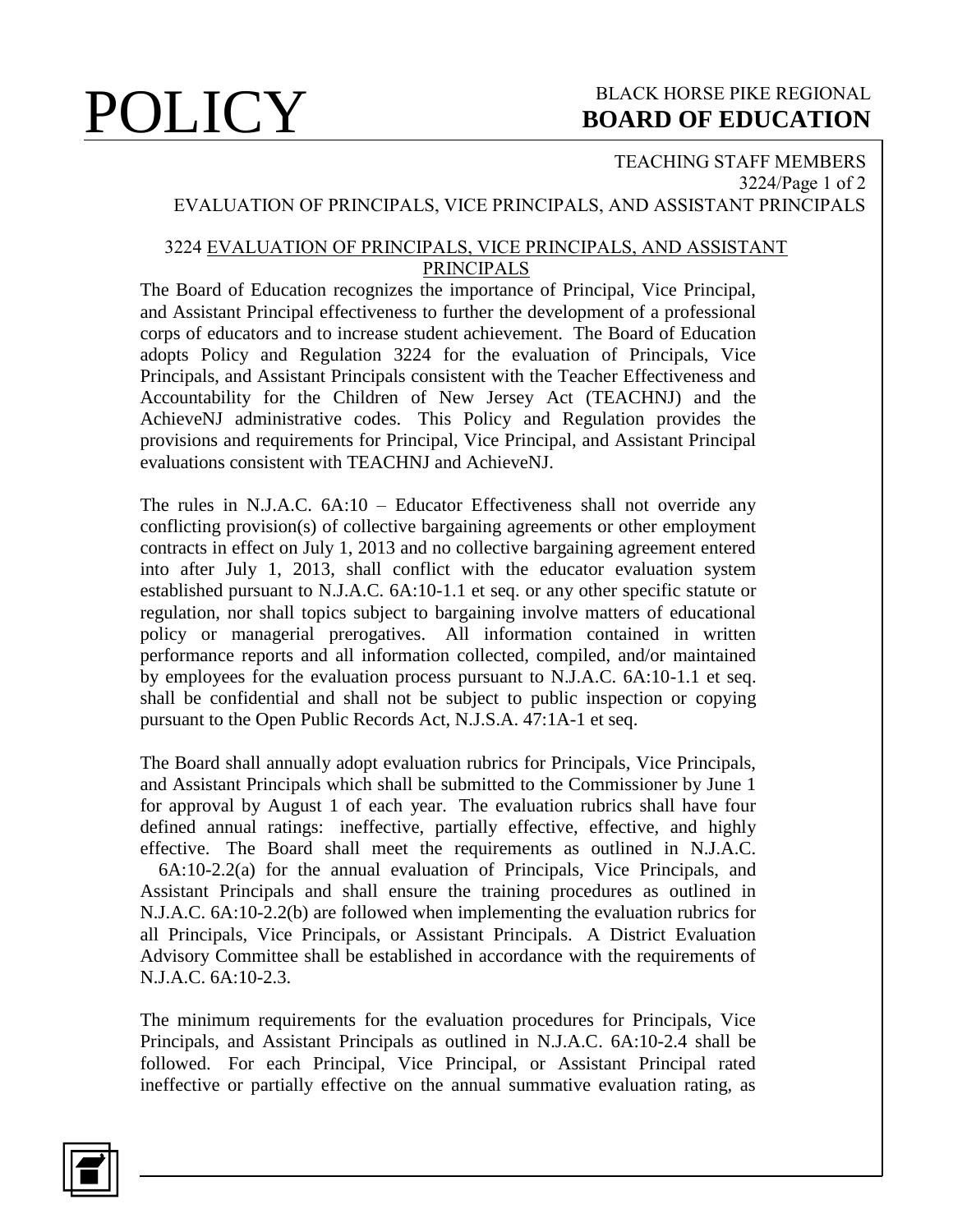# 3224 EVALUATION OF PRINCIPALS, VICE PRINCIPALS, AND ASSISTANT PRINCIPALS

The Board of Education recognizes the importance of Principal, Vice Principal, and Assistant Principal effectiveness to further the development of a professional corps of educators and to increase student achievement. The Board of Education adopts Policy and Regulation 3224 for the evaluation of Principals, Vice Principals, and Assistant Principals consistent with the Teacher Effectiveness and Accountability for the Children of New Jersey Act (TEACHNJ) and the AchieveNJ administrative codes. This Policy and Regulation provides the provisions and requirements for Principal, Vice Principal, and Assistant Principal evaluations consistent with TEACHNJ and AchieveNJ.

The rules in N.J.A.C. 6A:10 – Educator Effectiveness shall not override any conflicting provision(s) of collective bargaining agreements or other employment contracts in effect on July 1, 2013 and no collective bargaining agreement entered into after July 1, 2013, shall conflict with the educator evaluation system established pursuant to N.J.A.C. 6A:10-1.1 et seq. or any other specific statute or regulation, nor shall topics subject to bargaining involve matters of educational policy or managerial prerogatives. All information contained in written performance reports and all information collected, compiled, and/or maintained by employees for the evaluation process pursuant to N.J.A.C. 6A:10-1.1 et seq. shall be confidential and shall not be subject to public inspection or copying pursuant to the Open Public Records Act, N.J.S.A. 47:1A-1 et seq.

The Board shall annually adopt evaluation rubrics for Principals, Vice Principals, and Assistant Principals which shall be submitted to the Commissioner by June 1 for approval by August 1 of each year. The evaluation rubrics shall have four defined annual ratings: ineffective, partially effective, effective, and highly effective. The Board shall meet the requirements as outlined in N.J.A.C. 6A:10-2.2(a) for the annual evaluation of Principals, Vice Principals, and Assistant Principals and shall ensure the training procedures as outlined in N.J.A.C. 6A:10-2.2(b) are followed when implementing the evaluation rubrics for all Principals, Vice Principals, or Assistant Principals. A District Evaluation Advisory Committee shall be established in accordance with the requirements of N.J.A.C. 6A:10-2.3.

The minimum requirements for the evaluation procedures for Principals, Vice Principals, and Assistant Principals as outlined in N.J.A.C. 6A:10-2.4 shall be followed. For each Principal, Vice Principal, or Assistant Principal rated ineffective or partially effective on the annual summative evaluation rating, as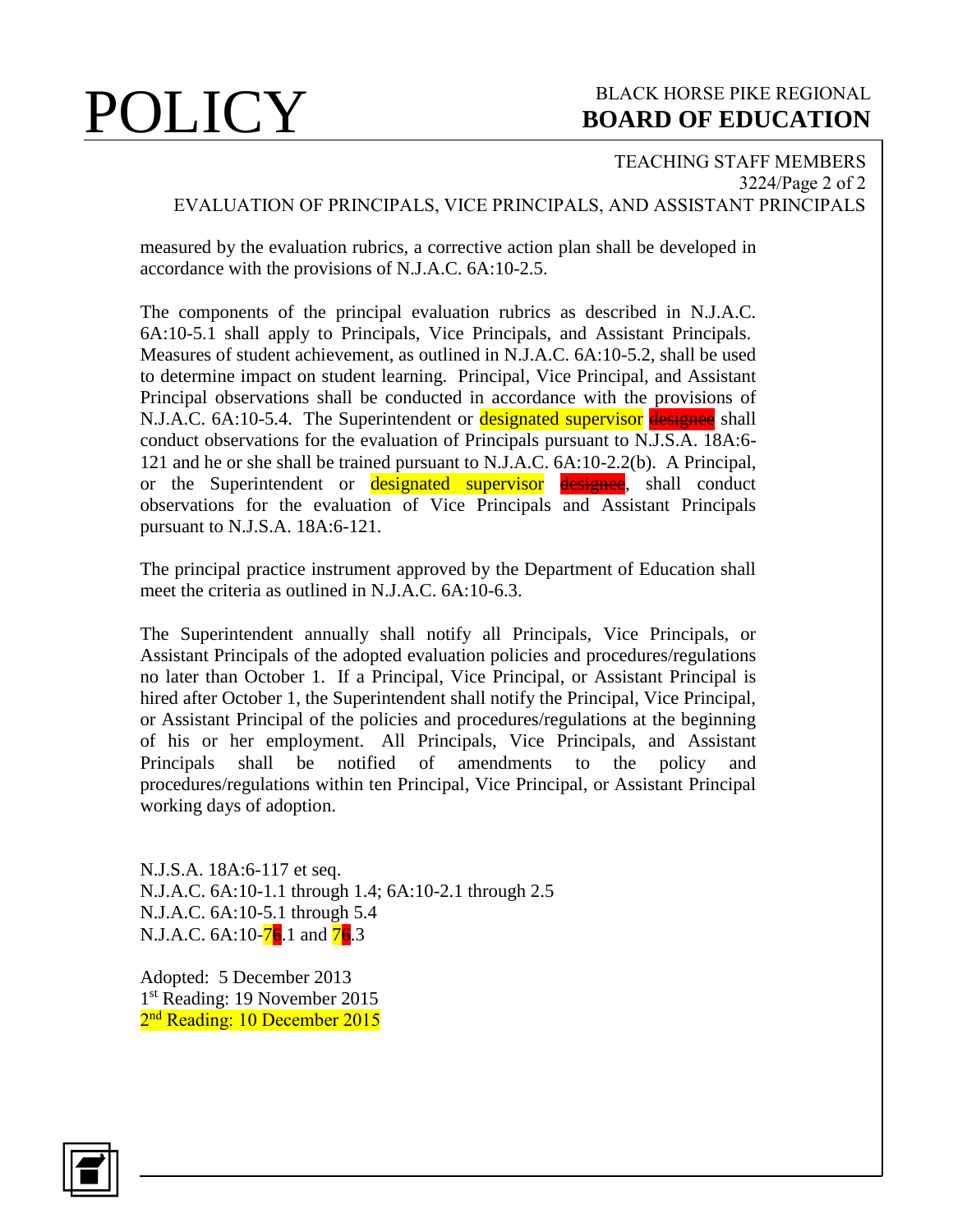measured by the evaluation rubrics, a corrective action plan shall be developed in accordance with the provisions of N.J.A.C. 6A:10-2.5.

The components of the principal evaluation rubrics as described in N.J.A.C. 6A:10-5.1 shall apply to Principals, Vice Principals, and Assistant Principals. Measures of student achievement, as outlined in N.J.A.C. 6A:10-5.2, shall be used to determine impact on student learning. Principal, Vice Principal, and Assistant Principal observations shall be conducted in accordance with the provisions of N.J.A.C. 6A:10-5.4. The Superintendent or designated supervisor ~~designee~~ shall conduct observations for the evaluation of Principals pursuant to N.J.S.A. 18A:6-121 and he or she shall be trained pursuant to N.J.A.C. 6A:10-2.2(b). A Principal, or the Superintendent or designated supervisor ~~designee~~, shall conduct observations for the evaluation of Vice Principals and Assistant Principals pursuant to N.J.S.A. 18A:6-121.

The principal practice instrument approved by the Department of Education shall meet the criteria as outlined in N.J.A.C. 6A:10-6.3.

The Superintendent annually shall notify all Principals, Vice Principals, or Assistant Principals of the adopted evaluation policies and procedures/regulations no later than October 1. If a Principal, Vice Principal, or Assistant Principal is hired after October 1, the Superintendent shall notify the Principal, Vice Principal, or Assistant Principal of the policies and procedures/regulations at the beginning of his or her employment. All Principals, Vice Principals, and Assistant Principals shall be notified of amendments to the policy and procedures/regulations within ten Principal, Vice Principal, or Assistant Principal working days of adoption.

N.J.S.A. 18A:6-117 et seq.
N.J.A.C. 6A:10-1.1 through 1.4; 6A:10-2.1 through 2.5
N.J.A.C. 6A:10-5.1 through 5.4
N.J.A.C. 6A:10-7~~6~~.1 and 7~~6~~.3

Adopted: 5 December 2013
1st Reading: 19 November 2015
2nd Reading: 10 December 2015